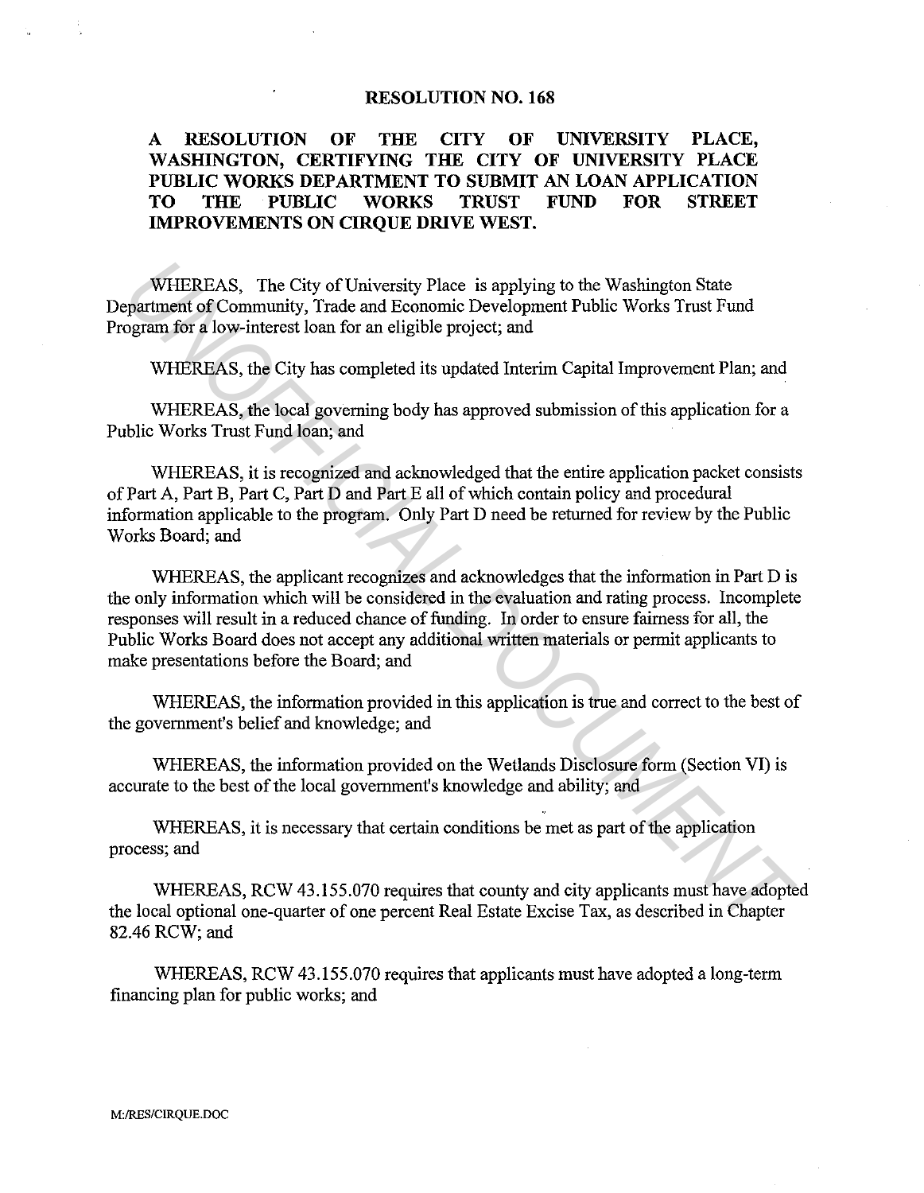# RESOLUTION NO. 168

## A RESOLUTION OF THE CITY OF UNIVERSITY PLACE, WASHINGTON, CERTIFYING THE CITY OF UNIVERSITY PLACE PUBLIC WORKS DEPARTMENT TO SUBMIT AN LOAN APPLICATION TO THE PUBLIC WORKS TRUST FUND FOR STREET IMPROVEMENTS ON CIRQUE DRIVE WEST.

WHEREAS, The City of University Place is applying to the Washington State Department of Community, Trade and Economic Development Public Works Trust Fund Program for a low-interest loan for an eligible project; and

WHEREAS, the City has completed its updated Interim Capital Improvement Plan; and

WHEREAS, the local governing body has approved submission of this application for a Public Works Trust Fund loan; and

WHEREAS, it is recognized and acknowledged that the entire application packet consists of Part A, Part B, Part C, Part D and Part E all of which contain policy and procedural information applicable to the program. Only Part D need be returned for review by the Public Works Board; and

WHEREAS, the applicant recognizes and acknowledges that the information in Part D is the only information which will be considered in the evaluation and rating process. Incomplete responses will result in a reduced chance of funding. In order to ensure fairness for all, the Public Works Board does not accept any additional written materials or permit applicants to make presentations before the Board; and

WHEREAS, the information provided in this application is true and correct to the best of the government's belief and knowledge; and

WHEREAS, the information provided on the Wetlands Disclosure form (Section VI) is accurate to the best of the local government's knowledge and ability; and

WHEREAS, it is necessary that certain conditions be met as part of the application process; and

WHEREAS, RCW 43.155.070 requires that county and city applicants must have adopted the local optional one-quarter of one percent Real Estate Excise Tax, as described in Chapter 82.46 RCW; and

WHEREAS, RCW 43.155.070 requires that applicants must have adopted a long-term financing plan for public works; and

M:/RES/CIRQUE.DOC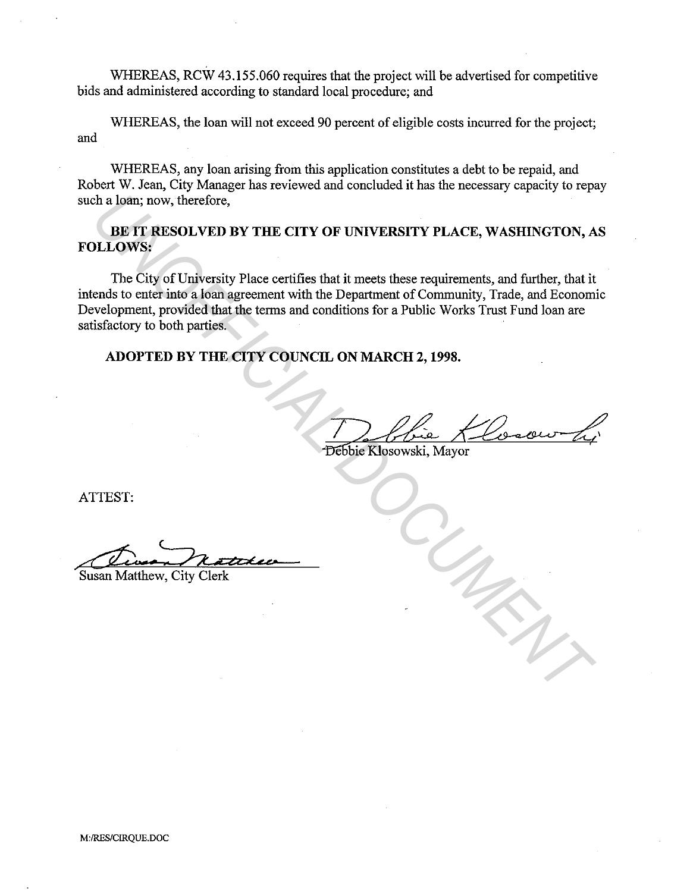WHEREAS, RCW 43.155.060 requires that the project will be advertised for competitive bids and administered according to standard local procedure; and

WHEREAS, the loan will not exceed 90 percent of eligible costs incurred for the project; and

WHEREAS, any loan arising from this application constitutes a debt to be repaid, and Robert W. Jean, City Manager has reviewed and concluded it has the necessary capacity to repay such a loan; now, therefore,

**BE IT RESOLVED BY THE CITY OF UNIVERSITY PLACE, WASHINGTON, AS FOLLOWS:**

The City of University Place certifies that it meets these requirements, and further, that it intends to enter into a loan agreement with the Department of Community, Trade, and Economic Development, provided that the terms and conditions for a Public Works Trust Fund loan are satisfactory to both parties.

**ADOPTED BY THE CITY COUNCIL ON MARCH 2, 1998.**

Debbie Klosowski, Mayor

ATTEST:

Susan Matthew, City Clerk

M:/RES/CIRQUE.DOC